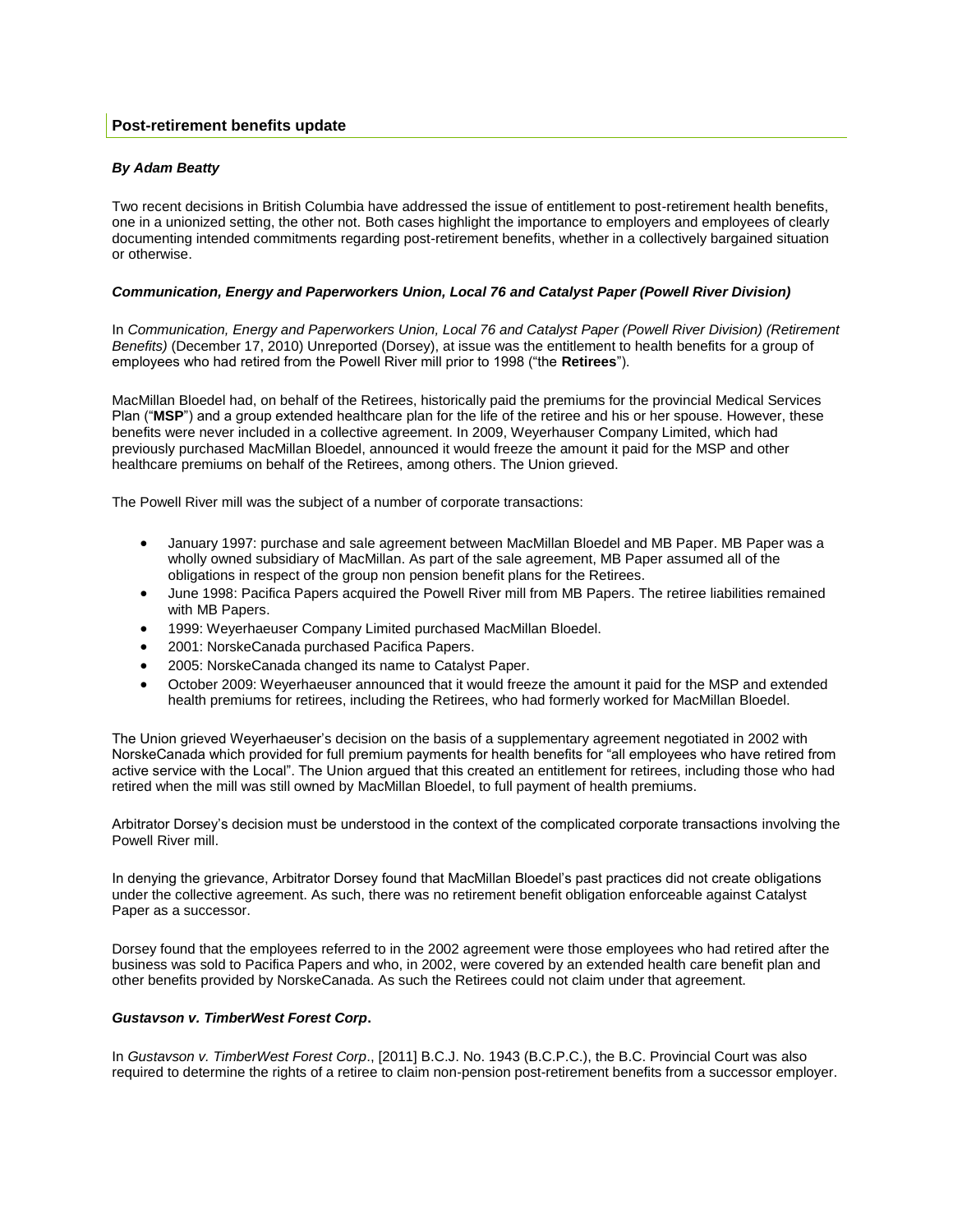## Post-retirement benefits update

***By Adam Beatty***

Two recent decisions in British Columbia have addressed the issue of entitlement to post-retirement health benefits, one in a unionized setting, the other not. Both cases highlight the importance to employers and employees of clearly documenting intended commitments regarding post-retirement benefits, whether in a collectively bargained situation or otherwise.

### *Communication, Energy and Paperworkers Union, Local 76 and Catalyst Paper (Powell River Division)*

In *Communication, Energy and Paperworkers Union, Local 76 and Catalyst Paper (Powell River Division) (Retirement Benefits)* (December 17, 2010) Unreported (Dorsey), at issue was the entitlement to health benefits for a group of employees who had retired from the Powell River mill prior to 1998 ("the **Retirees**").

MacMillan Bloedel had, on behalf of the Retirees, historically paid the premiums for the provincial Medical Services Plan ("**MSP**") and a group extended healthcare plan for the life of the retiree and his or her spouse. However, these benefits were never included in a collective agreement. In 2009, Weyerhauser Company Limited, which had previously purchased MacMillan Bloedel, announced it would freeze the amount it paid for the MSP and other healthcare premiums on behalf of the Retirees, among others. The Union grieved.

The Powell River mill was the subject of a number of corporate transactions:

- January 1997: purchase and sale agreement between MacMillan Bloedel and MB Paper. MB Paper was a wholly owned subsidiary of MacMillan. As part of the sale agreement, MB Paper assumed all of the obligations in respect of the group non pension benefit plans for the Retirees.
- June 1998: Pacifica Papers acquired the Powell River mill from MB Papers. The retiree liabilities remained with MB Papers.
- 1999: Weyerhaeuser Company Limited purchased MacMillan Bloedel.
- 2001: NorskeCanada purchased Pacifica Papers.
- 2005: NorskeCanada changed its name to Catalyst Paper.
- October 2009: Weyerhaeuser announced that it would freeze the amount it paid for the MSP and extended health premiums for retirees, including the Retirees, who had formerly worked for MacMillan Bloedel.

The Union grieved Weyerhaeuser's decision on the basis of a supplementary agreement negotiated in 2002 with NorskeCanada which provided for full premium payments for health benefits for "all employees who have retired from active service with the Local". The Union argued that this created an entitlement for retirees, including those who had retired when the mill was still owned by MacMillan Bloedel, to full payment of health premiums.

Arbitrator Dorsey's decision must be understood in the context of the complicated corporate transactions involving the Powell River mill.

In denying the grievance, Arbitrator Dorsey found that MacMillan Bloedel's past practices did not create obligations under the collective agreement. As such, there was no retirement benefit obligation enforceable against Catalyst Paper as a successor.

Dorsey found that the employees referred to in the 2002 agreement were those employees who had retired after the business was sold to Pacifica Papers and who, in 2002, were covered by an extended health care benefit plan and other benefits provided by NorskeCanada. As such the Retirees could not claim under that agreement.

### *Gustavson v. TimberWest Forest Corp***.**

In *Gustavson v. TimberWest Forest Corp*., [2011] B.C.J. No. 1943 (B.C.P.C.), the B.C. Provincial Court was also required to determine the rights of a retiree to claim non-pension post-retirement benefits from a successor employer.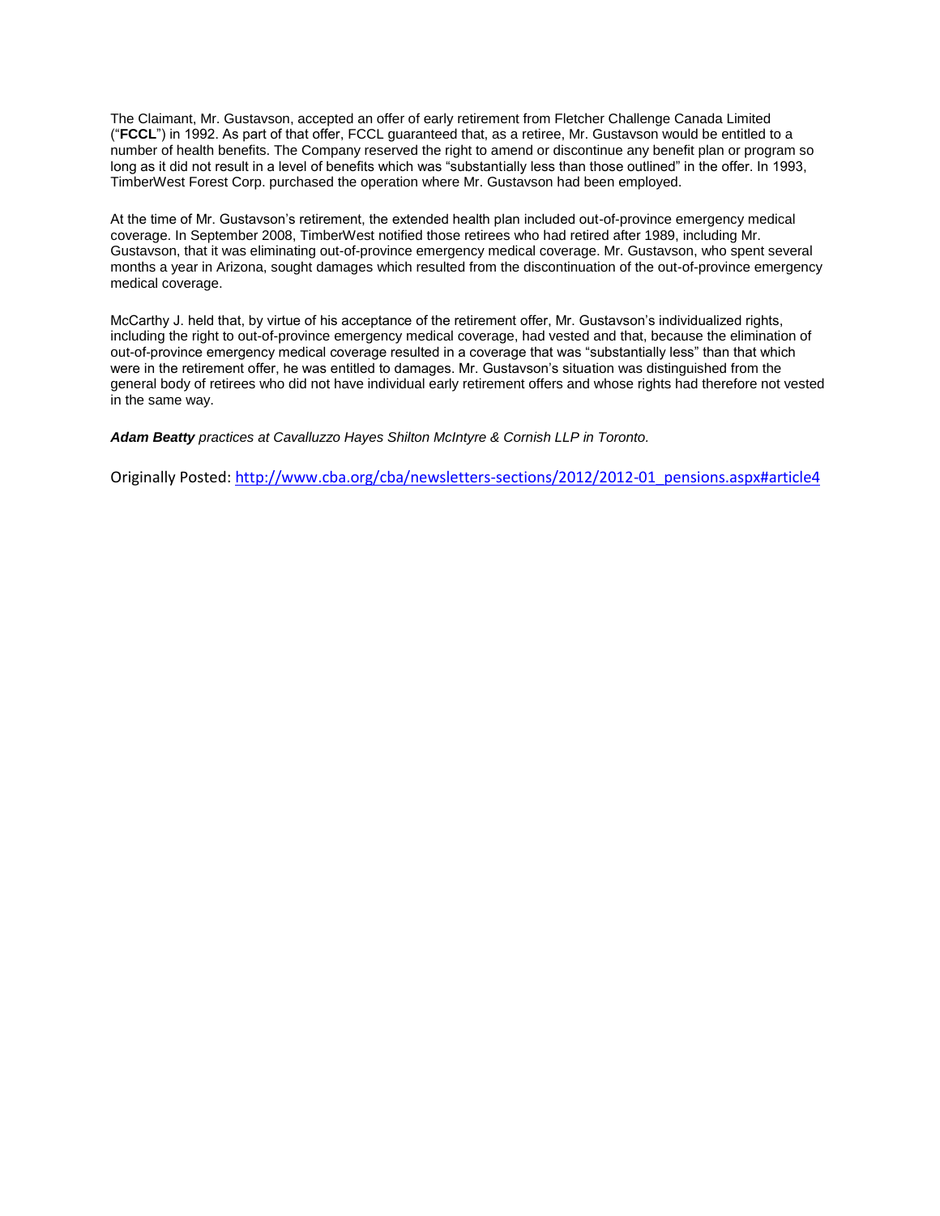The Claimant, Mr. Gustavson, accepted an offer of early retirement from Fletcher Challenge Canada Limited ("**FCCL**") in 1992. As part of that offer, FCCL guaranteed that, as a retiree, Mr. Gustavson would be entitled to a number of health benefits. The Company reserved the right to amend or discontinue any benefit plan or program so long as it did not result in a level of benefits which was "substantially less than those outlined" in the offer. In 1993, TimberWest Forest Corp. purchased the operation where Mr. Gustavson had been employed.

At the time of Mr. Gustavson's retirement, the extended health plan included out-of-province emergency medical coverage. In September 2008, TimberWest notified those retirees who had retired after 1989, including Mr. Gustavson, that it was eliminating out-of-province emergency medical coverage. Mr. Gustavson, who spent several months a year in Arizona, sought damages which resulted from the discontinuation of the out-of-province emergency medical coverage.

McCarthy J. held that, by virtue of his acceptance of the retirement offer, Mr. Gustavson's individualized rights, including the right to out-of-province emergency medical coverage, had vested and that, because the elimination of out-of-province emergency medical coverage resulted in a coverage that was "substantially less" than that which were in the retirement offer, he was entitled to damages. Mr. Gustavson's situation was distinguished from the general body of retirees who did not have individual early retirement offers and whose rights had therefore not vested in the same way.

***Adam Beatty*** *practices at Cavalluzzo Hayes Shilton McIntyre & Cornish LLP in Toronto.*

Originally Posted: [http://www.cba.org/cba/newsletters-sections/2012/2012-01_pensions.aspx#article4](http://www.cba.org/cba/newsletters-sections/2012/2012-01_pensions.aspx#article4)